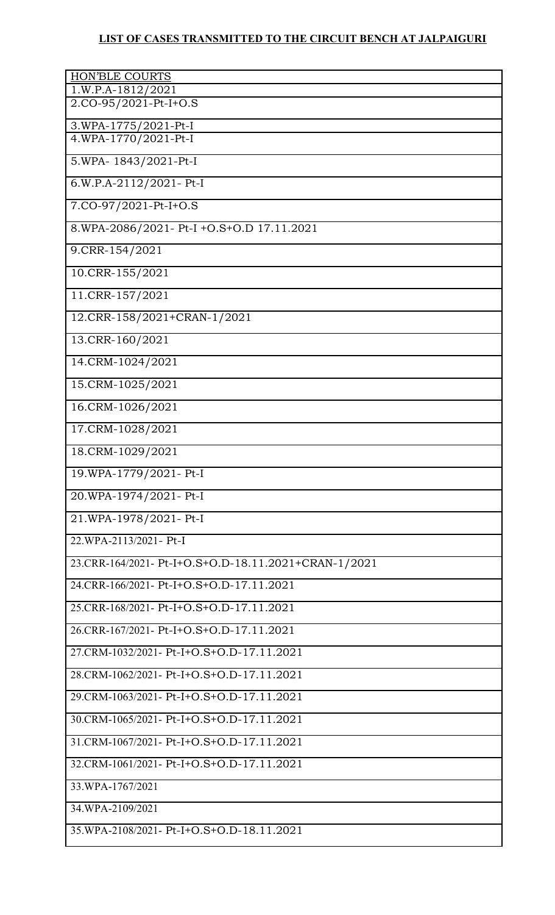## LIST OF CASES TRANSMITTED TO THE CIRCUIT BENCH AT JALPAIGURI

| HON'BLE COURTS |
|---|
| 1.W.P.A-1812/2021 |
| 2.CO-95/2021-Pt-I+O.S |
| 3.WPA-1775/2021-Pt-I |
| 4.WPA-1770/2021-Pt-I |
| 5.WPA- 1843/2021-Pt-I |
| 6.W.P.A-2112/2021- Pt-I |
| 7.CO-97/2021-Pt-I+O.S |
| 8.WPA-2086/2021- Pt-I +O.S+O.D 17.11.2021 |
| 9.CRR-154/2021 |
| 10.CRR-155/2021 |
| 11.CRR-157/2021 |
| 12.CRR-158/2021+CRAN-1/2021 |
| 13.CRR-160/2021 |
| 14.CRM-1024/2021 |
| 15.CRM-1025/2021 |
| 16.CRM-1026/2021 |
| 17.CRM-1028/2021 |
| 18.CRM-1029/2021 |
| 19.WPA-1779/2021- Pt-I |
| 20.WPA-1974/2021- Pt-I |
| 21.WPA-1978/2021- Pt-I |
| 22.WPA-2113/2021- Pt-I |
| 23.CRR-164/2021- Pt-I+O.S+O.D-18.11.2021+CRAN-1/2021 |
| 24.CRR-166/2021- Pt-I+O.S+O.D-17.11.2021 |
| 25.CRR-168/2021- Pt-I+O.S+O.D-17.11.2021 |
| 26.CRR-167/2021- Pt-I+O.S+O.D-17.11.2021 |
| 27.CRM-1032/2021- Pt-I+O.S+O.D-17.11.2021 |
| 28.CRM-1062/2021- Pt-I+O.S+O.D-17.11.2021 |
| 29.CRM-1063/2021- Pt-I+O.S+O.D-17.11.2021 |
| 30.CRM-1065/2021- Pt-I+O.S+O.D-17.11.2021 |
| 31.CRM-1067/2021- Pt-I+O.S+O.D-17.11.2021 |
| 32.CRM-1061/2021- Pt-I+O.S+O.D-17.11.2021 |
| 33.WPA-1767/2021 |
| 34.WPA-2109/2021 |
| 35.WPA-2108/2021- Pt-I+O.S+O.D-18.11.2021 |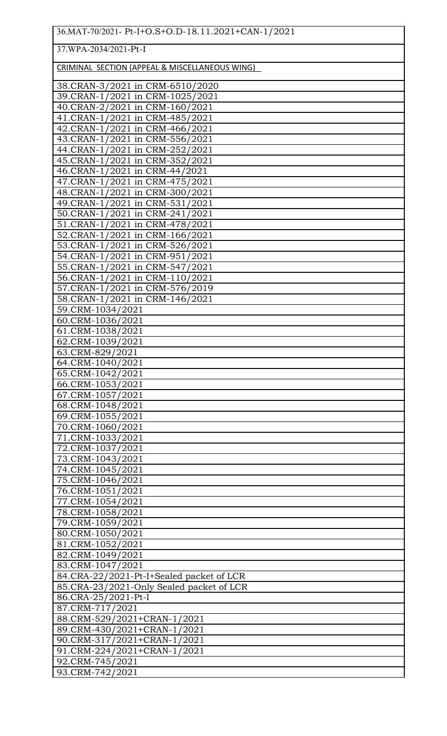| 36.MAT-70/2021- Pt-I+O.S+O.D-18.11.2021+CAN-1/2021 |
|---|
| 37.WPA-2034/2021-Pt-I |
| CRIMINAL SECTION (APPEAL & MISCELLANEOUS WING) |
| 38.CRAN-3/2021 in CRM-6510/2020 |
| 39.CRAN-1/2021 in CRM-1025/2021 |
| 40.CRAN-2/2021 in CRM-160/2021 |
| 41.CRAN-1/2021 in CRM-485/2021 |
| 42.CRAN-1/2021 in CRM-466/2021 |
| 43.CRAN-1/2021 in CRM-556/2021 |
| 44.CRAN-1/2021 in CRM-252/2021 |
| 45.CRAN-1/2021 in CRM-352/2021 |
| 46.CRAN-1/2021 in CRM-44/2021 |
| 47.CRAN-1/2021 in CRM-475/2021 |
| 48.CRAN-1/2021 in CRM-300/2021 |
| 49.CRAN-1/2021 in CRM-531/2021 |
| 50.CRAN-1/2021 in CRM-241/2021 |
| 51.CRAN-1/2021 in CRM-478/2021 |
| 52.CRAN-1/2021 in CRM-166/2021 |
| 53.CRAN-1/2021 in CRM-526/2021 |
| 54.CRAN-1/2021 in CRM-951/2021 |
| 55.CRAN-1/2021 in CRM-547/2021 |
| 56.CRAN-1/2021 in CRM-110/2021 |
| 57.CRAN-1/2021 in CRM-576/2019 |
| 58.CRAN-1/2021 in CRM-146/2021 |
| 59.CRM-1034/2021 |
| 60.CRM-1036/2021 |
| 61.CRM-1038/2021 |
| 62.CRM-1039/2021 |
| 63.CRM-829/2021 |
| 64.CRM-1040/2021 |
| 65.CRM-1042/2021 |
| 66.CRM-1053/2021 |
| 67.CRM-1057/2021 |
| 68.CRM-1048/2021 |
| 69.CRM-1055/2021 |
| 70.CRM-1060/2021 |
| 71.CRM-1033/2021 |
| 72.CRM-1037/2021 |
| 73.CRM-1043/2021 |
| 74.CRM-1045/2021 |
| 75.CRM-1046/2021 |
| 76.CRM-1051/2021 |
| 77.CRM-1054/2021 |
| 78.CRM-1058/2021 |
| 79.CRM-1059/2021 |
| 80.CRM-1050/2021 |
| 81.CRM-1052/2021 |
| 82.CRM-1049/2021 |
| 83.CRM-1047/2021 |
| 84.CRA-22/2021-Pt-I+Sealed packet of LCR |
| 85.CRA-23/2021-Only Sealed packet of LCR |
| 86.CRA-25/2021-Pt-I |
| 87.CRM-717/2021 |
| 88.CRM-529/2021+CRAN-1/2021 |
| 89.CRM-430/2021+CRAN-1/2021 |
| 90.CRM-317/2021+CRAN-1/2021 |
| 91.CRM-224/2021+CRAN-1/2021 |
| 92.CRM-745/2021 |
| 93.CRM-742/2021 |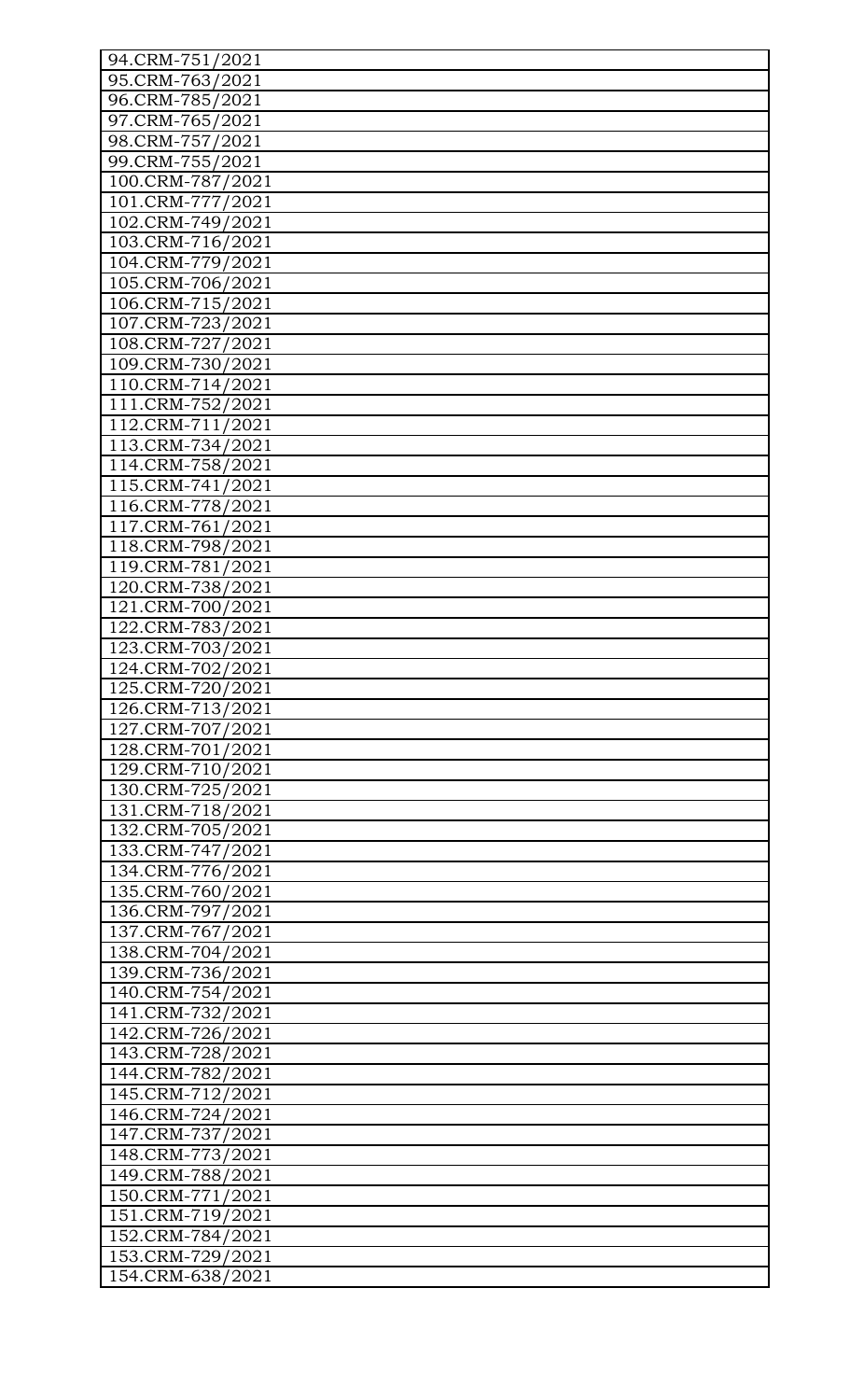| 94.CRM-751/2021 | |
|---|---|
| 95.CRM-763/2021 | |
| 96.CRM-785/2021 | |
| 97.CRM-765/2021 | |
| 98.CRM-757/2021 | |
| 99.CRM-755/2021 | |
| 100.CRM-787/2021 | |
| 101.CRM-777/2021 | |
| 102.CRM-749/2021 | |
| 103.CRM-716/2021 | |
| 104.CRM-779/2021 | |
| 105.CRM-706/2021 | |
| 106.CRM-715/2021 | |
| 107.CRM-723/2021 | |
| 108.CRM-727/2021 | |
| 109.CRM-730/2021 | |
| 110.CRM-714/2021 | |
| 111.CRM-752/2021 | |
| 112.CRM-711/2021 | |
| 113.CRM-734/2021 | |
| 114.CRM-758/2021 | |
| 115.CRM-741/2021 | |
| 116.CRM-778/2021 | |
| 117.CRM-761/2021 | |
| 118.CRM-798/2021 | |
| 119.CRM-781/2021 | |
| 120.CRM-738/2021 | |
| 121.CRM-700/2021 | |
| 122.CRM-783/2021 | |
| 123.CRM-703/2021 | |
| 124.CRM-702/2021 | |
| 125.CRM-720/2021 | |
| 126.CRM-713/2021 | |
| 127.CRM-707/2021 | |
| 128.CRM-701/2021 | |
| 129.CRM-710/2021 | |
| 130.CRM-725/2021 | |
| 131.CRM-718/2021 | |
| 132.CRM-705/2021 | |
| 133.CRM-747/2021 | |
| 134.CRM-776/2021 | |
| 135.CRM-760/2021 | |
| 136.CRM-797/2021 | |
| 137.CRM-767/2021 | |
| 138.CRM-704/2021 | |
| 139.CRM-736/2021 | |
| 140.CRM-754/2021 | |
| 141.CRM-732/2021 | |
| 142.CRM-726/2021 | |
| 143.CRM-728/2021 | |
| 144.CRM-782/2021 | |
| 145.CRM-712/2021 | |
| 146.CRM-724/2021 | |
| 147.CRM-737/2021 | |
| 148.CRM-773/2021 | |
| 149.CRM-788/2021 | |
| 150.CRM-771/2021 | |
| 151.CRM-719/2021 | |
| 152.CRM-784/2021 | |
| 153.CRM-729/2021 | |
| 154.CRM-638/2021 | |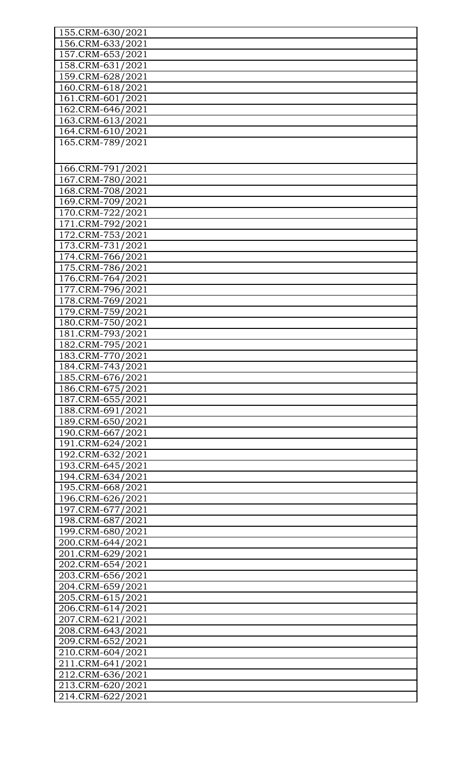| | |
|---|---|
| 155.CRM-630/2021 | |
| 156.CRM-633/2021 | |
| 157.CRM-653/2021 | |
| 158.CRM-631/2021 | |
| 159.CRM-628/2021 | |
| 160.CRM-618/2021 | |
| 161.CRM-601/2021 | |
| 162.CRM-646/2021 | |
| 163.CRM-613/2021 | |
| 164.CRM-610/2021 | |
| 165.CRM-789/2021 | |
| 166.CRM-791/2021 | |
| 167.CRM-780/2021 | |
| 168.CRM-708/2021 | |
| 169.CRM-709/2021 | |
| 170.CRM-722/2021 | |
| 171.CRM-792/2021 | |
| 172.CRM-753/2021 | |
| 173.CRM-731/2021 | |
| 174.CRM-766/2021 | |
| 175.CRM-786/2021 | |
| 176.CRM-764/2021 | |
| 177.CRM-796/2021 | |
| 178.CRM-769/2021 | |
| 179.CRM-759/2021 | |
| 180.CRM-750/2021 | |
| 181.CRM-793/2021 | |
| 182.CRM-795/2021 | |
| 183.CRM-770/2021 | |
| 184.CRM-743/2021 | |
| 185.CRM-676/2021 | |
| 186.CRM-675/2021 | |
| 187.CRM-655/2021 | |
| 188.CRM-691/2021 | |
| 189.CRM-650/2021 | |
| 190.CRM-667/2021 | |
| 191.CRM-624/2021 | |
| 192.CRM-632/2021 | |
| 193.CRM-645/2021 | |
| 194.CRM-634/2021 | |
| 195.CRM-668/2021 | |
| 196.CRM-626/2021 | |
| 197.CRM-677/2021 | |
| 198.CRM-687/2021 | |
| 199.CRM-680/2021 | |
| 200.CRM-644/2021 | |
| 201.CRM-629/2021 | |
| 202.CRM-654/2021 | |
| 203.CRM-656/2021 | |
| 204.CRM-659/2021 | |
| 205.CRM-615/2021 | |
| 206.CRM-614/2021 | |
| 207.CRM-621/2021 | |
| 208.CRM-643/2021 | |
| 209.CRM-652/2021 | |
| 210.CRM-604/2021 | |
| 211.CRM-641/2021 | |
| 212.CRM-636/2021 | |
| 213.CRM-620/2021 | |
| 214.CRM-622/2021 | |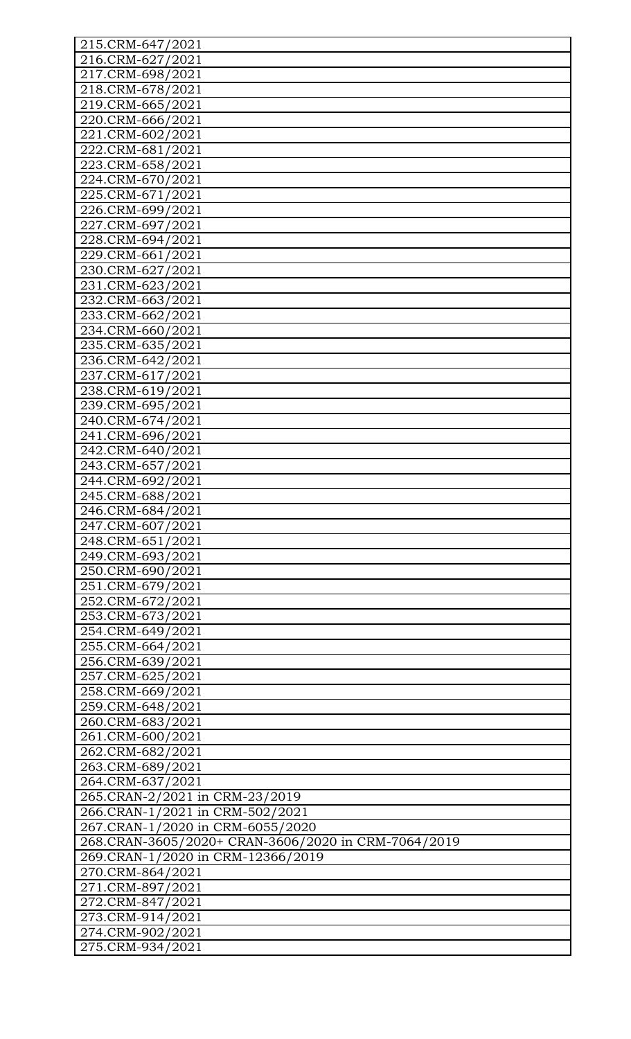| 215.CRM-647/2021 |
|---|
| 216.CRM-627/2021 |
| 217.CRM-698/2021 |
| 218.CRM-678/2021 |
| 219.CRM-665/2021 |
| 220.CRM-666/2021 |
| 221.CRM-602/2021 |
| 222.CRM-681/2021 |
| 223.CRM-658/2021 |
| 224.CRM-670/2021 |
| 225.CRM-671/2021 |
| 226.CRM-699/2021 |
| 227.CRM-697/2021 |
| 228.CRM-694/2021 |
| 229.CRM-661/2021 |
| 230.CRM-627/2021 |
| 231.CRM-623/2021 |
| 232.CRM-663/2021 |
| 233.CRM-662/2021 |
| 234.CRM-660/2021 |
| 235.CRM-635/2021 |
| 236.CRM-642/2021 |
| 237.CRM-617/2021 |
| 238.CRM-619/2021 |
| 239.CRM-695/2021 |
| 240.CRM-674/2021 |
| 241.CRM-696/2021 |
| 242.CRM-640/2021 |
| 243.CRM-657/2021 |
| 244.CRM-692/2021 |
| 245.CRM-688/2021 |
| 246.CRM-684/2021 |
| 247.CRM-607/2021 |
| 248.CRM-651/2021 |
| 249.CRM-693/2021 |
| 250.CRM-690/2021 |
| 251.CRM-679/2021 |
| 252.CRM-672/2021 |
| 253.CRM-673/2021 |
| 254.CRM-649/2021 |
| 255.CRM-664/2021 |
| 256.CRM-639/2021 |
| 257.CRM-625/2021 |
| 258.CRM-669/2021 |
| 259.CRM-648/2021 |
| 260.CRM-683/2021 |
| 261.CRM-600/2021 |
| 262.CRM-682/2021 |
| 263.CRM-689/2021 |
| 264.CRM-637/2021 |
| 265.CRAN-2/2021 in CRM-23/2019 |
| 266.CRAN-1/2021 in CRM-502/2021 |
| 267.CRAN-1/2020 in CRM-6055/2020 |
| 268.CRAN-3605/2020+ CRAN-3606/2020 in CRM-7064/2019 |
| 269.CRAN-1/2020 in CRM-12366/2019 |
| 270.CRM-864/2021 |
| 271.CRM-897/2021 |
| 272.CRM-847/2021 |
| 273.CRM-914/2021 |
| 274.CRM-902/2021 |
| 275.CRM-934/2021 |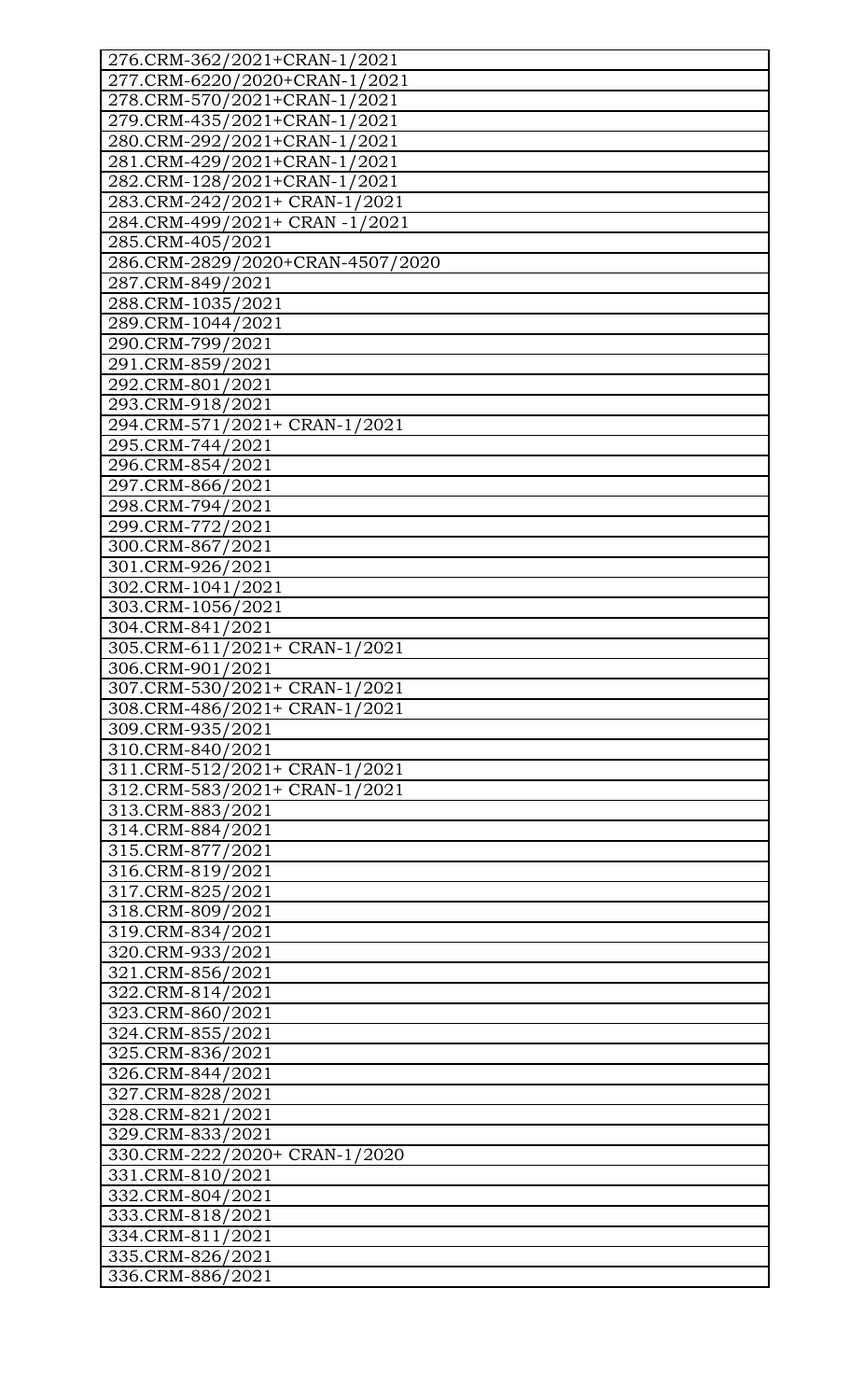| 276.CRM-362/2021+CRAN-1/2021 |
|---|
| 277.CRM-6220/2020+CRAN-1/2021 |
| 278.CRM-570/2021+CRAN-1/2021 |
| 279.CRM-435/2021+CRAN-1/2021 |
| 280.CRM-292/2021+CRAN-1/2021 |
| 281.CRM-429/2021+CRAN-1/2021 |
| 282.CRM-128/2021+CRAN-1/2021 |
| 283.CRM-242/2021+ CRAN-1/2021 |
| 284.CRM-499/2021+ CRAN -1/2021 |
| 285.CRM-405/2021 |
| 286.CRM-2829/2020+CRAN-4507/2020 |
| 287.CRM-849/2021 |
| 288.CRM-1035/2021 |
| 289.CRM-1044/2021 |
| 290.CRM-799/2021 |
| 291.CRM-859/2021 |
| 292.CRM-801/2021 |
| 293.CRM-918/2021 |
| 294.CRM-571/2021+ CRAN-1/2021 |
| 295.CRM-744/2021 |
| 296.CRM-854/2021 |
| 297.CRM-866/2021 |
| 298.CRM-794/2021 |
| 299.CRM-772/2021 |
| 300.CRM-867/2021 |
| 301.CRM-926/2021 |
| 302.CRM-1041/2021 |
| 303.CRM-1056/2021 |
| 304.CRM-841/2021 |
| 305.CRM-611/2021+ CRAN-1/2021 |
| 306.CRM-901/2021 |
| 307.CRM-530/2021+ CRAN-1/2021 |
| 308.CRM-486/2021+ CRAN-1/2021 |
| 309.CRM-935/2021 |
| 310.CRM-840/2021 |
| 311.CRM-512/2021+ CRAN-1/2021 |
| 312.CRM-583/2021+ CRAN-1/2021 |
| 313.CRM-883/2021 |
| 314.CRM-884/2021 |
| 315.CRM-877/2021 |
| 316.CRM-819/2021 |
| 317.CRM-825/2021 |
| 318.CRM-809/2021 |
| 319.CRM-834/2021 |
| 320.CRM-933/2021 |
| 321.CRM-856/2021 |
| 322.CRM-814/2021 |
| 323.CRM-860/2021 |
| 324.CRM-855/2021 |
| 325.CRM-836/2021 |
| 326.CRM-844/2021 |
| 327.CRM-828/2021 |
| 328.CRM-821/2021 |
| 329.CRM-833/2021 |
| 330.CRM-222/2020+ CRAN-1/2020 |
| 331.CRM-810/2021 |
| 332.CRM-804/2021 |
| 333.CRM-818/2021 |
| 334.CRM-811/2021 |
| 335.CRM-826/2021 |
| 336.CRM-886/2021 |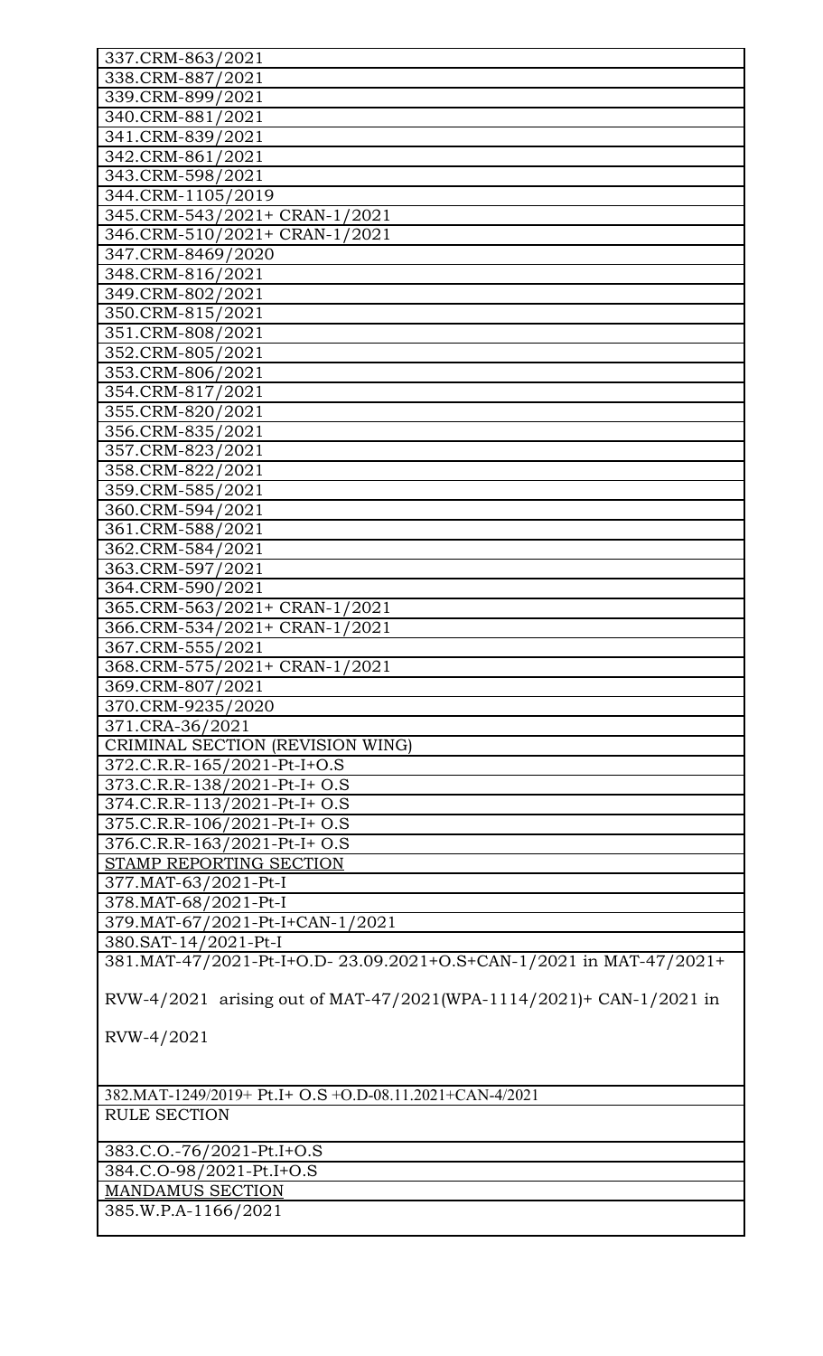| |
|---|
| 337.CRM-863/2021 |
| 338.CRM-887/2021 |
| 339.CRM-899/2021 |
| 340.CRM-881/2021 |
| 341.CRM-839/2021 |
| 342.CRM-861/2021 |
| 343.CRM-598/2021 |
| 344.CRM-1105/2019 |
| 345.CRM-543/2021+ CRAN-1/2021 |
| 346.CRM-510/2021+ CRAN-1/2021 |
| 347.CRM-8469/2020 |
| 348.CRM-816/2021 |
| 349.CRM-802/2021 |
| 350.CRM-815/2021 |
| 351.CRM-808/2021 |
| 352.CRM-805/2021 |
| 353.CRM-806/2021 |
| 354.CRM-817/2021 |
| 355.CRM-820/2021 |
| 356.CRM-835/2021 |
| 357.CRM-823/2021 |
| 358.CRM-822/2021 |
| 359.CRM-585/2021 |
| 360.CRM-594/2021 |
| 361.CRM-588/2021 |
| 362.CRM-584/2021 |
| 363.CRM-597/2021 |
| 364.CRM-590/2021 |
| 365.CRM-563/2021+ CRAN-1/2021 |
| 366.CRM-534/2021+ CRAN-1/2021 |
| 367.CRM-555/2021 |
| 368.CRM-575/2021+ CRAN-1/2021 |
| 369.CRM-807/2021 |
| 370.CRM-9235/2020 |
| 371.CRA-36/2021 |
| CRIMINAL SECTION (REVISION WING) |
| 372.C.R.R-165/2021-Pt-I+O.S |
| 373.C.R.R-138/2021-Pt-I+ O.S |
| 374.C.R.R-113/2021-Pt-I+ O.S |
| 375.C.R.R-106/2021-Pt-I+ O.S |
| 376.C.R.R-163/2021-Pt-I+ O.S |
| STAMP REPORTING SECTION |
| 377.MAT-63/2021-Pt-I |
| 378.MAT-68/2021-Pt-I |
| 379.MAT-67/2021-Pt-I+CAN-1/2021 |
| 380.SAT-14/2021-Pt-I |
| 381.MAT-47/2021-Pt-I+O.D- 23.09.2021+O.S+CAN-1/2021 in MAT-47/2021+ RVW-4/2021 arising out of MAT-47/2021(WPA-1114/2021)+ CAN-1/2021 in RVW-4/2021 |
| 382.MAT-1249/2019+ Pt.I+ O.S +O.D-08.11.2021+CAN-4/2021 |
| RULE SECTION |
| 383.C.O.-76/2021-Pt.I+O.S |
| 384.C.O-98/2021-Pt.I+O.S |
| MANDAMUS SECTION |
| 385.W.P.A-1166/2021 |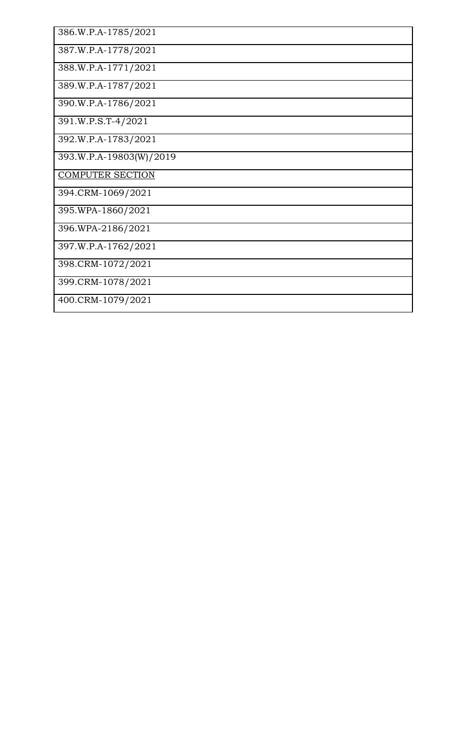| |
|---|
| 386.W.P.A-1785/2021 |
| 387.W.P.A-1778/2021 |
| 388.W.P.A-1771/2021 |
| 389.W.P.A-1787/2021 |
| 390.W.P.A-1786/2021 |
| 391.W.P.S.T-4/2021 |
| 392.W.P.A-1783/2021 |
| 393.W.P.A-19803(W)/2019 |
| <u>COMPUTER SECTION</u> |
| 394.CRM-1069/2021 |
| 395.WPA-1860/2021 |
| 396.WPA-2186/2021 |
| 397.W.P.A-1762/2021 |
| 398.CRM-1072/2021 |
| 399.CRM-1078/2021 |
| 400.CRM-1079/2021 |